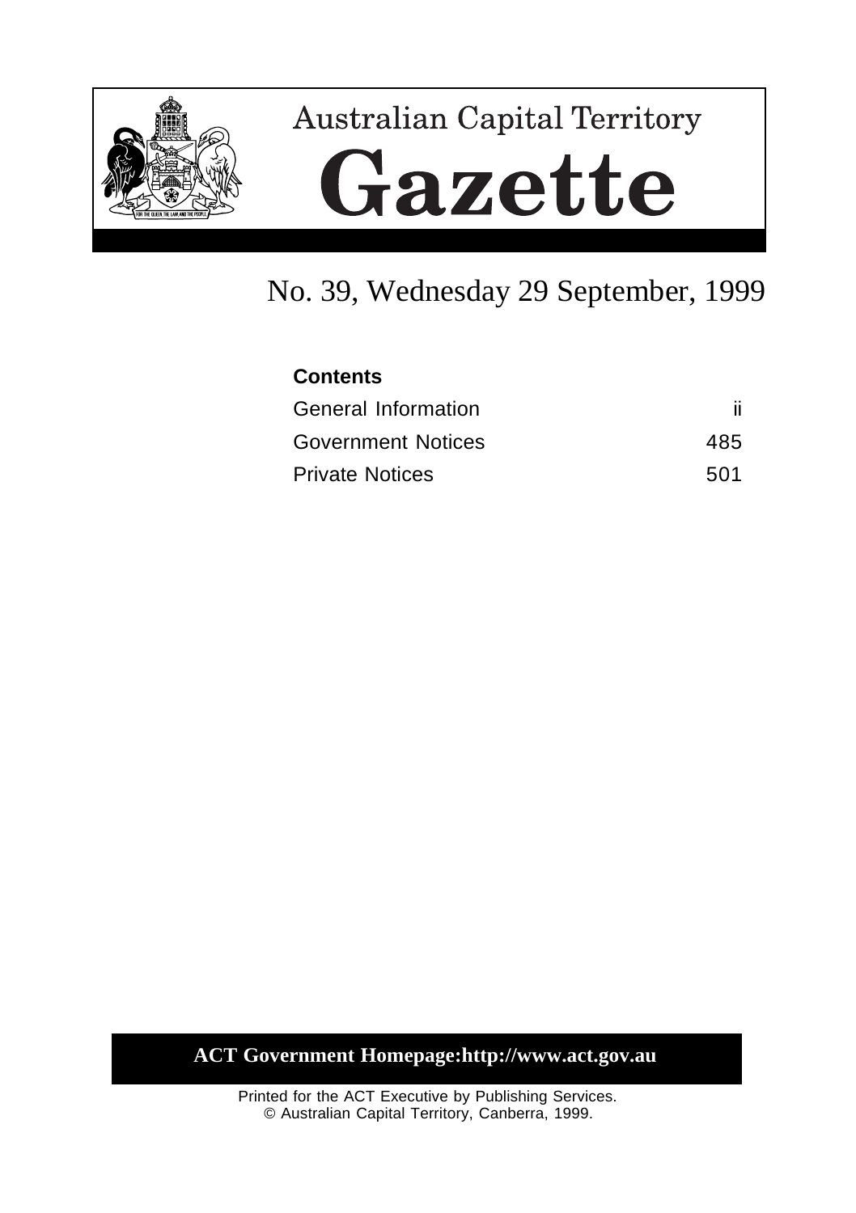# Australian Capital Territory Gazette

## No. 39, Wednesday 29 September, 1999

| Contents | |
|---|---|
| General Information | ii |
| Government Notices | 485 |
| Private Notices | 501 |

**ACT Government Homepage:http://www.act.gov.au**

Printed for the ACT Executive by Publishing Services.
© Australian Capital Territory, Canberra, 1999.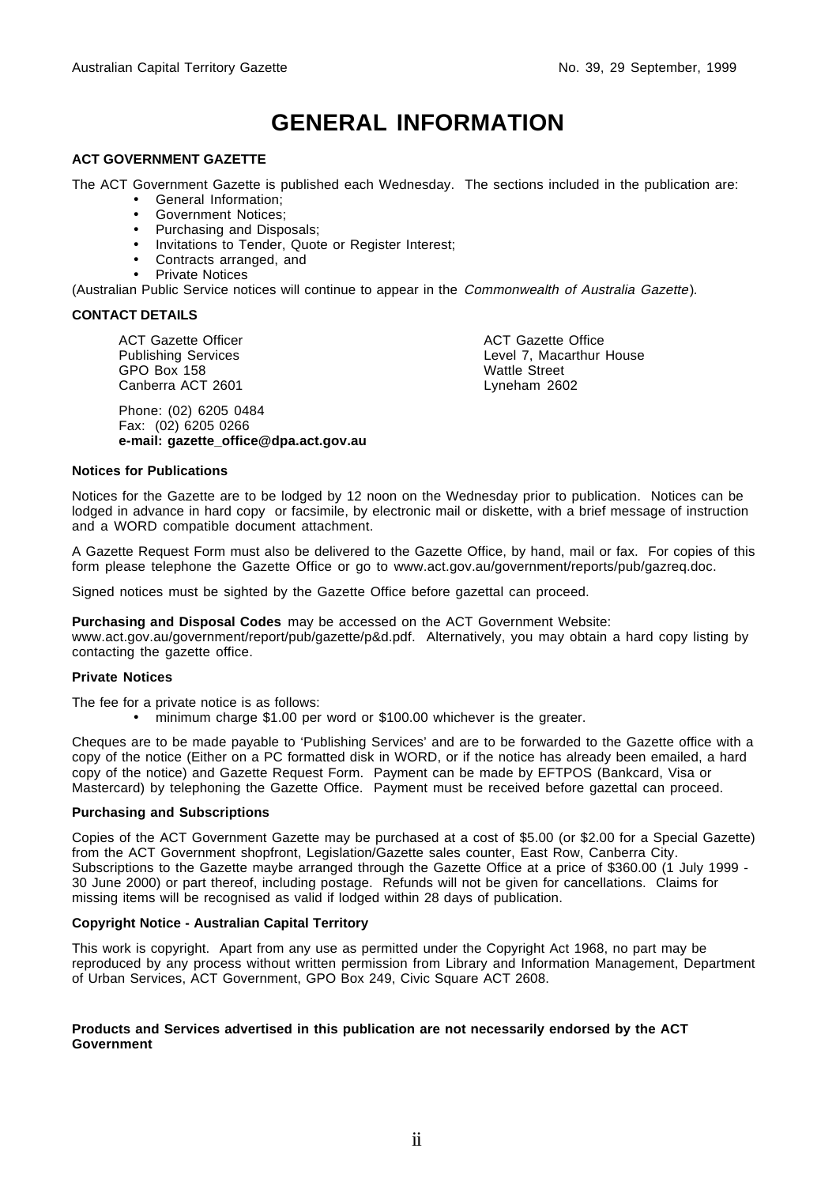# GENERAL INFORMATION

**ACT GOVERNMENT GAZETTE**

The ACT Government Gazette is published each Wednesday. The sections included in the publication are:

- General Information;
- Government Notices;
- Purchasing and Disposals;
- Invitations to Tender, Quote or Register Interest;
- Contracts arranged, and
- Private Notices

(Australian Public Service notices will continue to appear in the *Commonwealth of Australia Gazette*).

**CONTACT DETAILS**

ACT Gazette Officer
Publishing Services
GPO Box 158
Canberra ACT 2601

ACT Gazette Office
Level 7, Macarthur House
Wattle Street
Lyneham 2602

Phone: (02) 6205 0484
Fax: (02) 6205 0266
**e-mail: gazette_office@dpa.act.gov.au**

**Notices for Publications**

Notices for the Gazette are to be lodged by 12 noon on the Wednesday prior to publication. Notices can be lodged in advance in hard copy or facsimile, by electronic mail or diskette, with a brief message of instruction and a WORD compatible document attachment.

A Gazette Request Form must also be delivered to the Gazette Office, by hand, mail or fax. For copies of this form please telephone the Gazette Office or go to www.act.gov.au/government/reports/pub/gazreq.doc.

Signed notices must be sighted by the Gazette Office before gazettal can proceed.

**Purchasing and Disposal Codes** may be accessed on the ACT Government Website: www.act.gov.au/government/report/pub/gazette/p&d.pdf. Alternatively, you may obtain a hard copy listing by contacting the gazette office.

**Private Notices**

The fee for a private notice is as follows:

- minimum charge $1.00 per word or $100.00 whichever is the greater.

Cheques are to be made payable to 'Publishing Services' and are to be forwarded to the Gazette office with a copy of the notice (Either on a PC formatted disk in WORD, or if the notice has already been emailed, a hard copy of the notice) and Gazette Request Form. Payment can be made by EFTPOS (Bankcard, Visa or Mastercard) by telephoning the Gazette Office. Payment must be received before gazettal can proceed.

**Purchasing and Subscriptions**

Copies of the ACT Government Gazette may be purchased at a cost of $5.00 (or $2.00 for a Special Gazette) from the ACT Government shopfront, Legislation/Gazette sales counter, East Row, Canberra City. Subscriptions to the Gazette maybe arranged through the Gazette Office at a price of $360.00 (1 July 1999 - 30 June 2000) or part thereof, including postage. Refunds will not be given for cancellations. Claims for missing items will be recognised as valid if lodged within 28 days of publication.

**Copyright Notice - Australian Capital Territory**

This work is copyright. Apart from any use as permitted under the Copyright Act 1968, no part may be reproduced by any process without written permission from Library and Information Management, Department of Urban Services, ACT Government, GPO Box 249, Civic Square ACT 2608.

**Products and Services advertised in this publication are not necessarily endorsed by the ACT Government**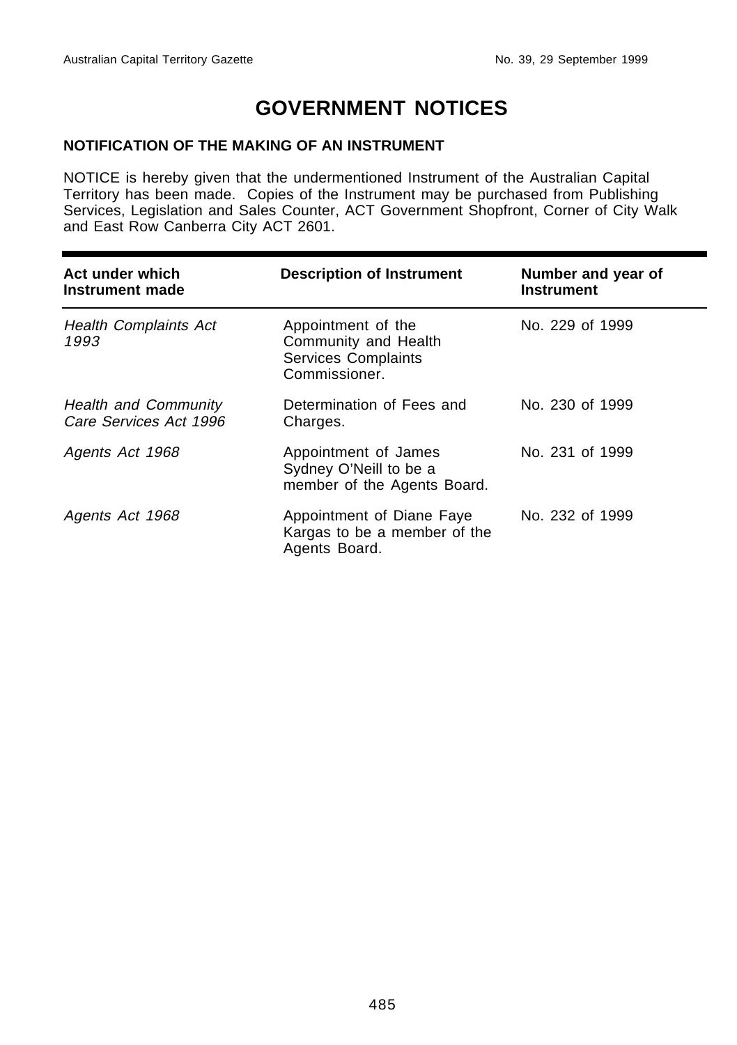# GOVERNMENT NOTICES

### NOTIFICATION OF THE MAKING OF AN INSTRUMENT

NOTICE is hereby given that the undermentioned Instrument of the Australian Capital Territory has been made. Copies of the Instrument may be purchased from Publishing Services, Legislation and Sales Counter, ACT Government Shopfront, Corner of City Walk and East Row Canberra City ACT 2601.

| Act under which Instrument made | Description of Instrument | Number and year of Instrument |
|---|---|---|
| *Health Complaints Act 1993* | Appointment of the Community and Health Services Complaints Commissioner. | No. 229 of 1999 |
| *Health and Community Care Services Act 1996* | Determination of Fees and Charges. | No. 230 of 1999 |
| *Agents Act 1968* | Appointment of James Sydney O'Neill to be a member of the Agents Board. | No. 231 of 1999 |
| *Agents Act 1968* | Appointment of Diane Faye Kargas to be a member of the Agents Board. | No. 232 of 1999 |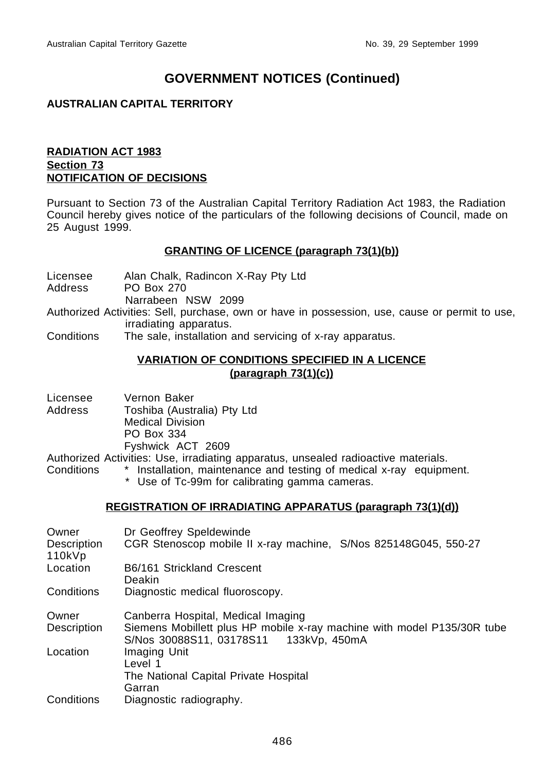# GOVERNMENT NOTICES (Continued)

**AUSTRALIAN CAPITAL TERRITORY**

**RADIATION ACT 1983**
**Section 73**
**NOTIFICATION OF DECISIONS**

Pursuant to Section 73 of the Australian Capital Territory Radiation Act 1983, the Radiation Council hereby gives notice of the particulars of the following decisions of Council, made on 25 August 1999.

## GRANTING OF LICENCE (paragraph 73(1)(b))

Licensee Alan Chalk, Radincon X-Ray Pty Ltd
Address PO Box 270
Narrabeen NSW 2099
Authorized Activities: Sell, purchase, own or have in possession, use, cause or permit to use, irradiating apparatus.
Conditions The sale, installation and servicing of x-ray apparatus.

## VARIATION OF CONDITIONS SPECIFIED IN A LICENCE (paragraph 73(1)(c))

Licensee Vernon Baker
Address Toshiba (Australia) Pty Ltd
Medical Division
PO Box 334
Fyshwick ACT 2609
Authorized Activities: Use, irradiating apparatus, unsealed radioactive materials.
Conditions
* Installation, maintenance and testing of medical x-ray equipment.
* Use of Tc-99m for calibrating gamma cameras.

## REGISTRATION OF IRRADIATING APPARATUS (paragraph 73(1)(d))

Owner Dr Geoffrey Speldewinde
Description CGR Stenoscop mobile II x-ray machine, S/Nos 825148G045, 550-27 110kVp
Location B6/161 Strickland Crescent
Deakin
Conditions Diagnostic medical fluoroscopy.

Owner Canberra Hospital, Medical Imaging
Description Siemens Mobillett plus HP mobile x-ray machine with model P135/30R tube S/Nos 30088S11, 03178S11 133kVp, 450mA
Location Imaging Unit
Level 1
The National Capital Private Hospital
Garran
Conditions Diagnostic radiography.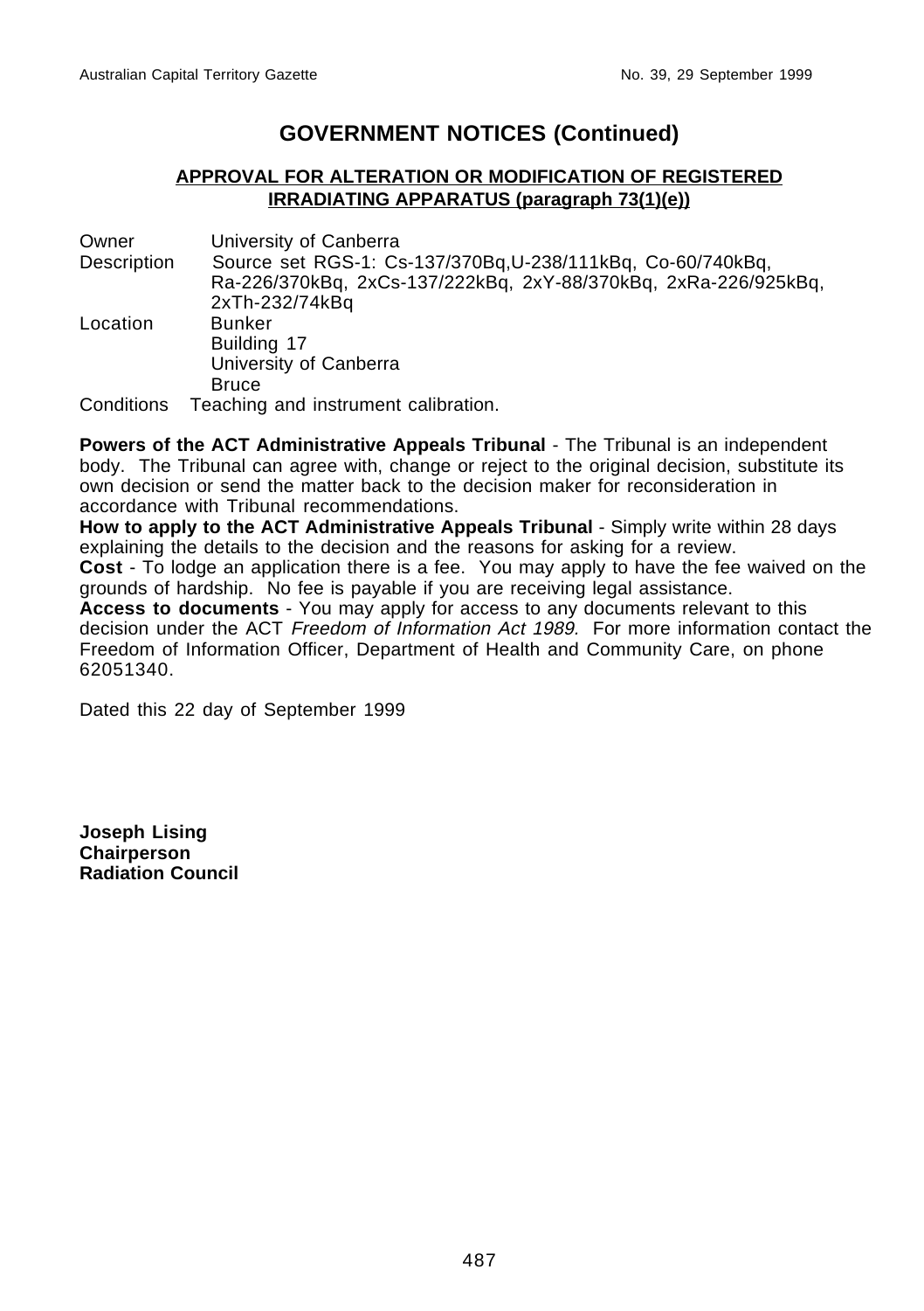# GOVERNMENT NOTICES (Continued)

## APPROVAL FOR ALTERATION OR MODIFICATION OF REGISTERED IRRADIATING APPARATUS (paragraph 73(1)(e))

Owner University of Canberra

Description Source set RGS-1: Cs-137/370Bq,U-238/111kBq, Co-60/740kBq, Ra-226/370kBq, 2xCs-137/222kBq, 2xY-88/370kBq, 2xRa-226/925kBq, 2xTh-232/74kBq

Location Bunker
Building 17
University of Canberra
Bruce

Conditions Teaching and instrument calibration.

**Powers of the ACT Administrative Appeals Tribunal** - The Tribunal is an independent body. The Tribunal can agree with, change or reject to the original decision, substitute its own decision or send the matter back to the decision maker for reconsideration in accordance with Tribunal recommendations.

**How to apply to the ACT Administrative Appeals Tribunal** - Simply write within 28 days explaining the details to the decision and the reasons for asking for a review.

**Cost** - To lodge an application there is a fee. You may apply to have the fee waived on the grounds of hardship. No fee is payable if you are receiving legal assistance.

**Access to documents** - You may apply for access to any documents relevant to this decision under the ACT *Freedom of Information Act 1989.* For more information contact the Freedom of Information Officer, Department of Health and Community Care, on phone 62051340.

Dated this 22 day of September 1999

**Joseph Lising**
**Chairperson**
**Radiation Council**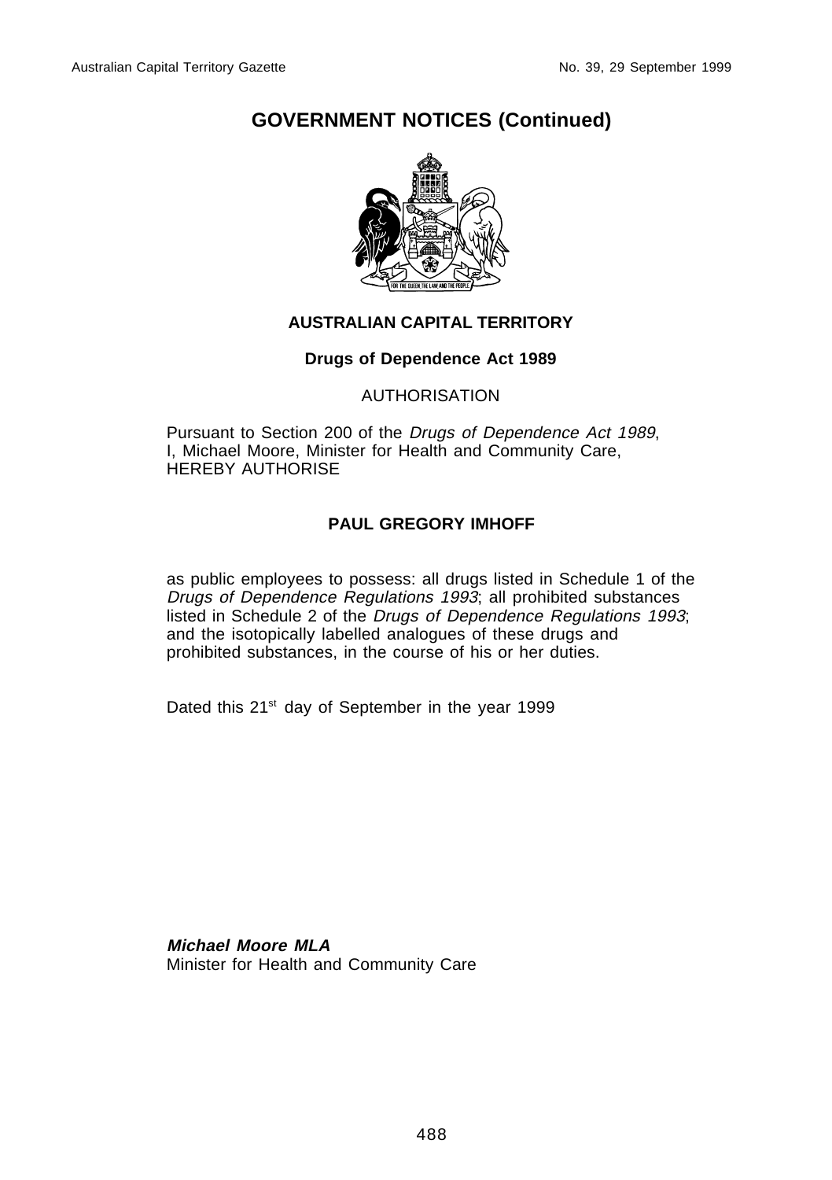# GOVERNMENT NOTICES (Continued)

**AUSTRALIAN CAPITAL TERRITORY**

**Drugs of Dependence Act 1989**

AUTHORISATION

Pursuant to Section 200 of the *Drugs of Dependence Act 1989*, I, Michael Moore, Minister for Health and Community Care, HEREBY AUTHORISE

**PAUL GREGORY IMHOFF**

as public employees to possess: all drugs listed in Schedule 1 of the *Drugs of Dependence Regulations 1993*; all prohibited substances listed in Schedule 2 of the *Drugs of Dependence Regulations 1993*; and the isotopically labelled analogues of these drugs and prohibited substances, in the course of his or her duties.

Dated this 21st day of September in the year 1999

***Michael Moore MLA***
Minister for Health and Community Care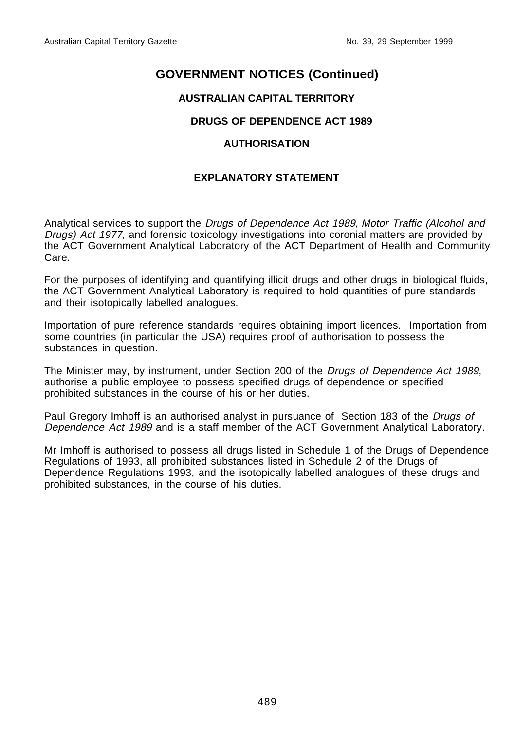# GOVERNMENT NOTICES (Continued)

## AUSTRALIAN CAPITAL TERRITORY

## DRUGS OF DEPENDENCE ACT 1989

## AUTHORISATION

## EXPLANATORY STATEMENT

Analytical services to support the *Drugs of Dependence Act 1989*, *Motor Traffic (Alcohol and Drugs) Act 1977*, and forensic toxicology investigations into coronial matters are provided by the ACT Government Analytical Laboratory of the ACT Department of Health and Community Care.

For the purposes of identifying and quantifying illicit drugs and other drugs in biological fluids, the ACT Government Analytical Laboratory is required to hold quantities of pure standards and their isotopically labelled analogues.

Importation of pure reference standards requires obtaining import licences. Importation from some countries (in particular the USA) requires proof of authorisation to possess the substances in question.

The Minister may, by instrument, under Section 200 of the *Drugs of Dependence Act 1989*, authorise a public employee to possess specified drugs of dependence or specified prohibited substances in the course of his or her duties.

Paul Gregory Imhoff is an authorised analyst in pursuance of Section 183 of the *Drugs of Dependence Act 1989* and is a staff member of the ACT Government Analytical Laboratory.

Mr Imhoff is authorised to possess all drugs listed in Schedule 1 of the Drugs of Dependence Regulations of 1993, all prohibited substances listed in Schedule 2 of the Drugs of Dependence Regulations 1993, and the isotopically labelled analogues of these drugs and prohibited substances, in the course of his duties.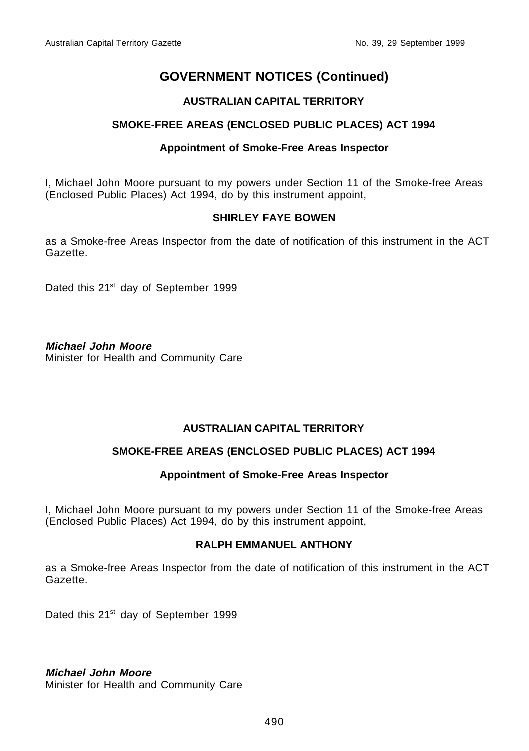# GOVERNMENT NOTICES (Continued)

### AUSTRALIAN CAPITAL TERRITORY

### SMOKE-FREE AREAS (ENCLOSED PUBLIC PLACES) ACT 1994

#### Appointment of Smoke-Free Areas Inspector

I, Michael John Moore pursuant to my powers under Section 11 of the Smoke-free Areas (Enclosed Public Places) Act 1994, do by this instrument appoint,

**SHIRLEY FAYE BOWEN**

as a Smoke-free Areas Inspector from the date of notification of this instrument in the ACT Gazette.

Dated this 21st day of September 1999

***Michael John Moore***
Minister for Health and Community Care

### AUSTRALIAN CAPITAL TERRITORY

### SMOKE-FREE AREAS (ENCLOSED PUBLIC PLACES) ACT 1994

#### Appointment of Smoke-Free Areas Inspector

I, Michael John Moore pursuant to my powers under Section 11 of the Smoke-free Areas (Enclosed Public Places) Act 1994, do by this instrument appoint,

**RALPH EMMANUEL ANTHONY**

as a Smoke-free Areas Inspector from the date of notification of this instrument in the ACT Gazette.

Dated this 21st day of September 1999

***Michael John Moore***
Minister for Health and Community Care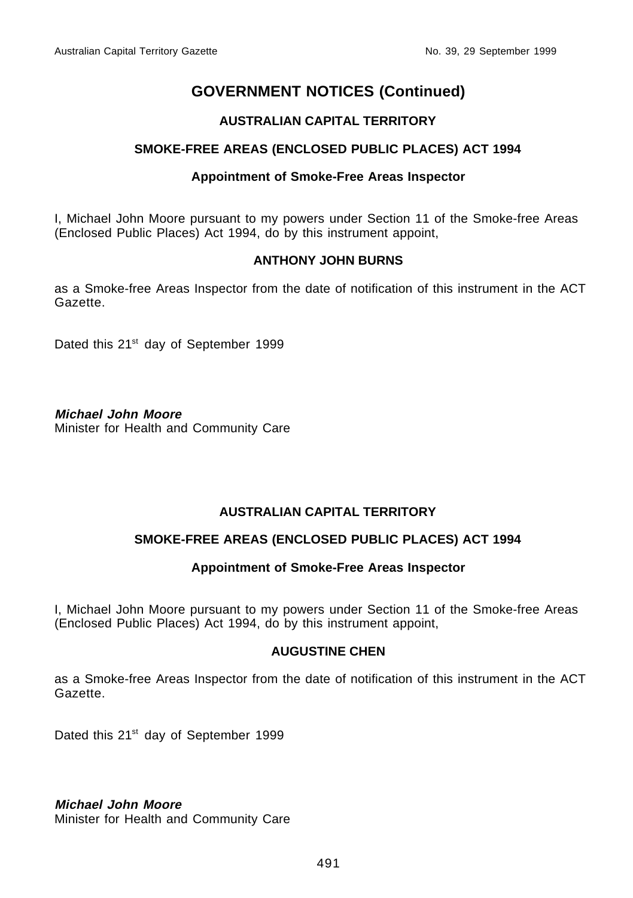# GOVERNMENT NOTICES (Continued)

## AUSTRALIAN CAPITAL TERRITORY

### SMOKE-FREE AREAS (ENCLOSED PUBLIC PLACES) ACT 1994

#### Appointment of Smoke-Free Areas Inspector

I, Michael John Moore pursuant to my powers under Section 11 of the Smoke-free Areas (Enclosed Public Places) Act 1994, do by this instrument appoint,

**ANTHONY JOHN BURNS**

as a Smoke-free Areas Inspector from the date of notification of this instrument in the ACT Gazette.

Dated this 21st day of September 1999

***Michael John Moore***
Minister for Health and Community Care

## AUSTRALIAN CAPITAL TERRITORY

### SMOKE-FREE AREAS (ENCLOSED PUBLIC PLACES) ACT 1994

#### Appointment of Smoke-Free Areas Inspector

I, Michael John Moore pursuant to my powers under Section 11 of the Smoke-free Areas (Enclosed Public Places) Act 1994, do by this instrument appoint,

**AUGUSTINE CHEN**

as a Smoke-free Areas Inspector from the date of notification of this instrument in the ACT Gazette.

Dated this 21st day of September 1999

***Michael John Moore***
Minister for Health and Community Care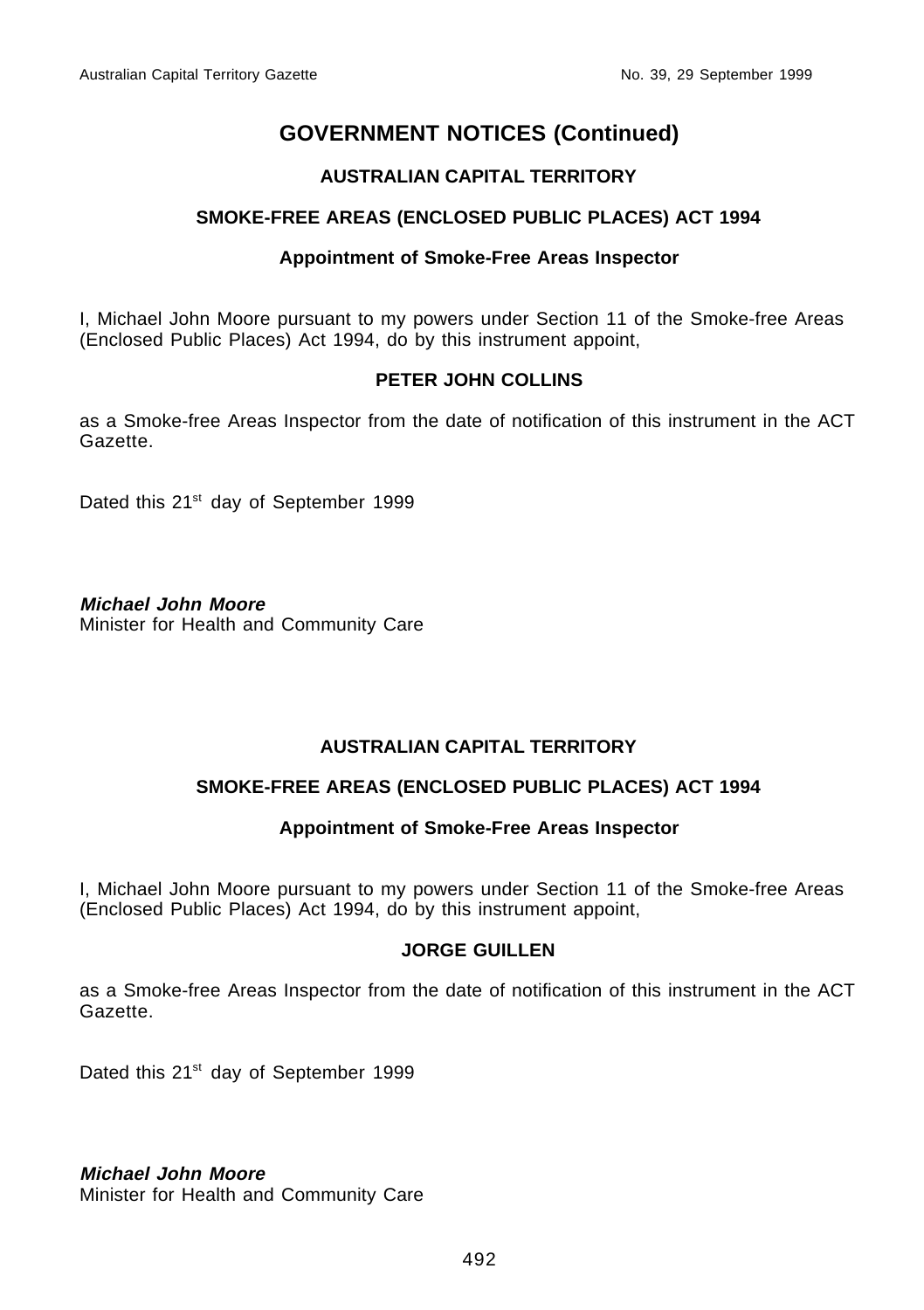# GOVERNMENT NOTICES (Continued)

### AUSTRALIAN CAPITAL TERRITORY

### SMOKE-FREE AREAS (ENCLOSED PUBLIC PLACES) ACT 1994

#### Appointment of Smoke-Free Areas Inspector

I, Michael John Moore pursuant to my powers under Section 11 of the Smoke-free Areas (Enclosed Public Places) Act 1994, do by this instrument appoint,

**PETER JOHN COLLINS**

as a Smoke-free Areas Inspector from the date of notification of this instrument in the ACT Gazette.

Dated this 21st day of September 1999

***Michael John Moore***
Minister for Health and Community Care

### AUSTRALIAN CAPITAL TERRITORY

### SMOKE-FREE AREAS (ENCLOSED PUBLIC PLACES) ACT 1994

#### Appointment of Smoke-Free Areas Inspector

I, Michael John Moore pursuant to my powers under Section 11 of the Smoke-free Areas (Enclosed Public Places) Act 1994, do by this instrument appoint,

**JORGE GUILLEN**

as a Smoke-free Areas Inspector from the date of notification of this instrument in the ACT Gazette.

Dated this 21st day of September 1999

***Michael John Moore***
Minister for Health and Community Care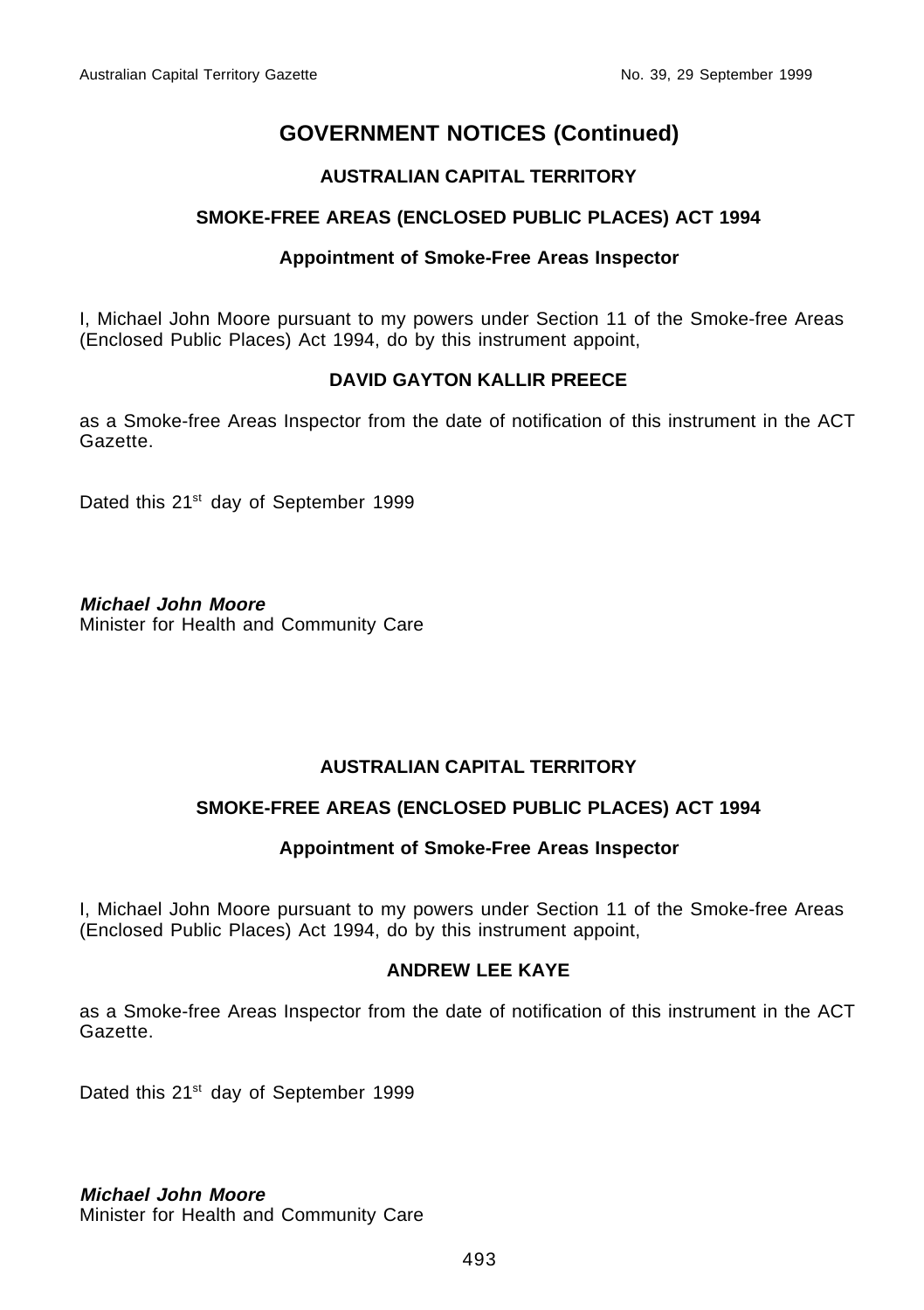# GOVERNMENT NOTICES (Continued)

**AUSTRALIAN CAPITAL TERRITORY**

**SMOKE-FREE AREAS (ENCLOSED PUBLIC PLACES) ACT 1994**

**Appointment of Smoke-Free Areas Inspector**

I, Michael John Moore pursuant to my powers under Section 11 of the Smoke-free Areas (Enclosed Public Places) Act 1994, do by this instrument appoint,

**DAVID GAYTON KALLIR PREECE**

as a Smoke-free Areas Inspector from the date of notification of this instrument in the ACT Gazette.

Dated this 21st day of September 1999

***Michael John Moore***
Minister for Health and Community Care

**AUSTRALIAN CAPITAL TERRITORY**

**SMOKE-FREE AREAS (ENCLOSED PUBLIC PLACES) ACT 1994**

**Appointment of Smoke-Free Areas Inspector**

I, Michael John Moore pursuant to my powers under Section 11 of the Smoke-free Areas (Enclosed Public Places) Act 1994, do by this instrument appoint,

**ANDREW LEE KAYE**

as a Smoke-free Areas Inspector from the date of notification of this instrument in the ACT Gazette.

Dated this 21st day of September 1999

***Michael John Moore***
Minister for Health and Community Care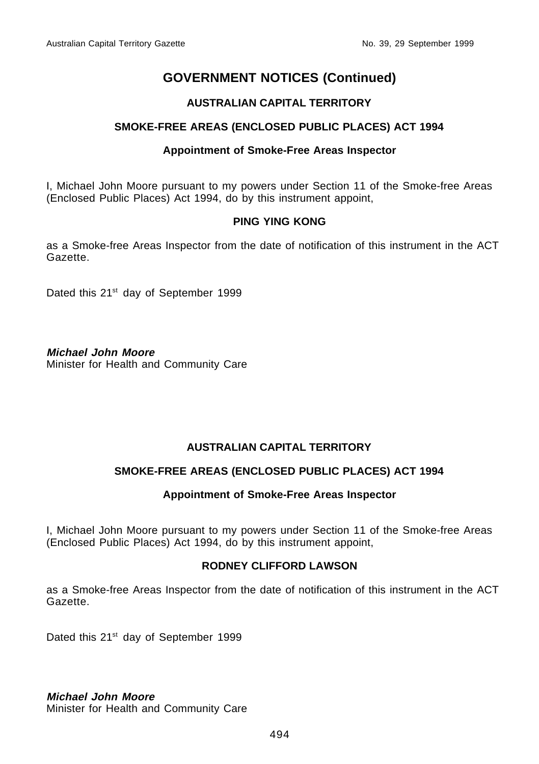# GOVERNMENT NOTICES (Continued)

## AUSTRALIAN CAPITAL TERRITORY

### SMOKE-FREE AREAS (ENCLOSED PUBLIC PLACES) ACT 1994

#### Appointment of Smoke-Free Areas Inspector

I, Michael John Moore pursuant to my powers under Section 11 of the Smoke-free Areas (Enclosed Public Places) Act 1994, do by this instrument appoint,

**PING YING KONG**

as a Smoke-free Areas Inspector from the date of notification of this instrument in the ACT Gazette.

Dated this 21st day of September 1999

***Michael John Moore***
Minister for Health and Community Care

## AUSTRALIAN CAPITAL TERRITORY

### SMOKE-FREE AREAS (ENCLOSED PUBLIC PLACES) ACT 1994

#### Appointment of Smoke-Free Areas Inspector

I, Michael John Moore pursuant to my powers under Section 11 of the Smoke-free Areas (Enclosed Public Places) Act 1994, do by this instrument appoint,

**RODNEY CLIFFORD LAWSON**

as a Smoke-free Areas Inspector from the date of notification of this instrument in the ACT Gazette.

Dated this 21st day of September 1999

***Michael John Moore***
Minister for Health and Community Care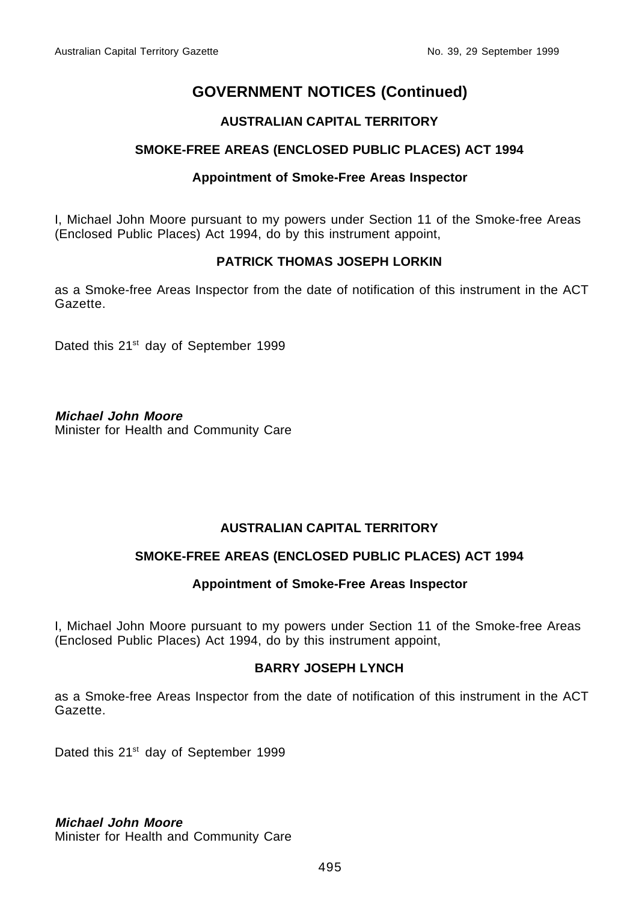# GOVERNMENT NOTICES (Continued)

## AUSTRALIAN CAPITAL TERRITORY

### SMOKE-FREE AREAS (ENCLOSED PUBLIC PLACES) ACT 1994

#### Appointment of Smoke-Free Areas Inspector

I, Michael John Moore pursuant to my powers under Section 11 of the Smoke-free Areas (Enclosed Public Places) Act 1994, do by this instrument appoint,

**PATRICK THOMAS JOSEPH LORKIN**

as a Smoke-free Areas Inspector from the date of notification of this instrument in the ACT Gazette.

Dated this 21st day of September 1999

***Michael John Moore***
Minister for Health and Community Care

## AUSTRALIAN CAPITAL TERRITORY

### SMOKE-FREE AREAS (ENCLOSED PUBLIC PLACES) ACT 1994

#### Appointment of Smoke-Free Areas Inspector

I, Michael John Moore pursuant to my powers under Section 11 of the Smoke-free Areas (Enclosed Public Places) Act 1994, do by this instrument appoint,

**BARRY JOSEPH LYNCH**

as a Smoke-free Areas Inspector from the date of notification of this instrument in the ACT Gazette.

Dated this 21st day of September 1999

***Michael John Moore***
Minister for Health and Community Care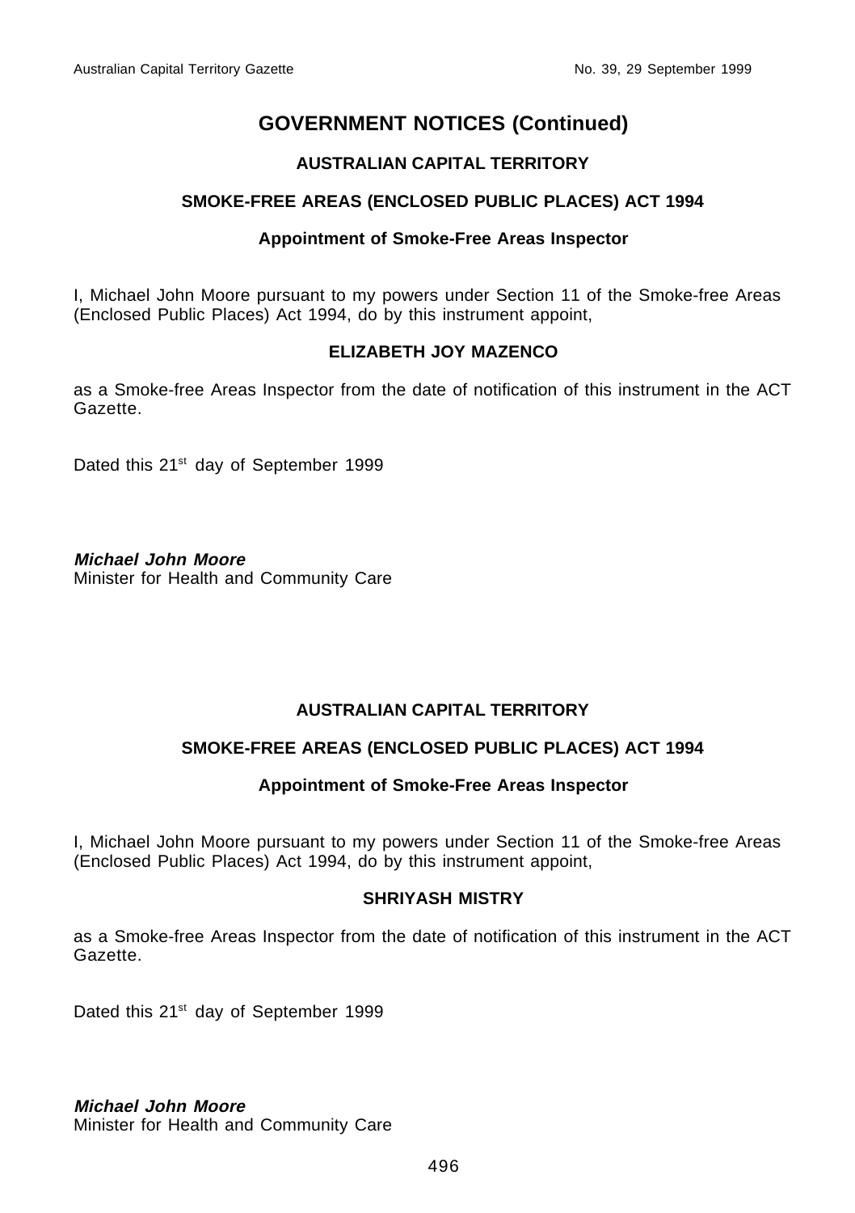# GOVERNMENT NOTICES (Continued)

### AUSTRALIAN CAPITAL TERRITORY

### SMOKE-FREE AREAS (ENCLOSED PUBLIC PLACES) ACT 1994

#### Appointment of Smoke-Free Areas Inspector

I, Michael John Moore pursuant to my powers under Section 11 of the Smoke-free Areas (Enclosed Public Places) Act 1994, do by this instrument appoint,

**ELIZABETH JOY MAZENCO**

as a Smoke-free Areas Inspector from the date of notification of this instrument in the ACT Gazette.

Dated this 21st day of September 1999

***Michael John Moore***
Minister for Health and Community Care

### AUSTRALIAN CAPITAL TERRITORY

### SMOKE-FREE AREAS (ENCLOSED PUBLIC PLACES) ACT 1994

#### Appointment of Smoke-Free Areas Inspector

I, Michael John Moore pursuant to my powers under Section 11 of the Smoke-free Areas (Enclosed Public Places) Act 1994, do by this instrument appoint,

**SHRIYASH MISTRY**

as a Smoke-free Areas Inspector from the date of notification of this instrument in the ACT Gazette.

Dated this 21st day of September 1999

***Michael John Moore***
Minister for Health and Community Care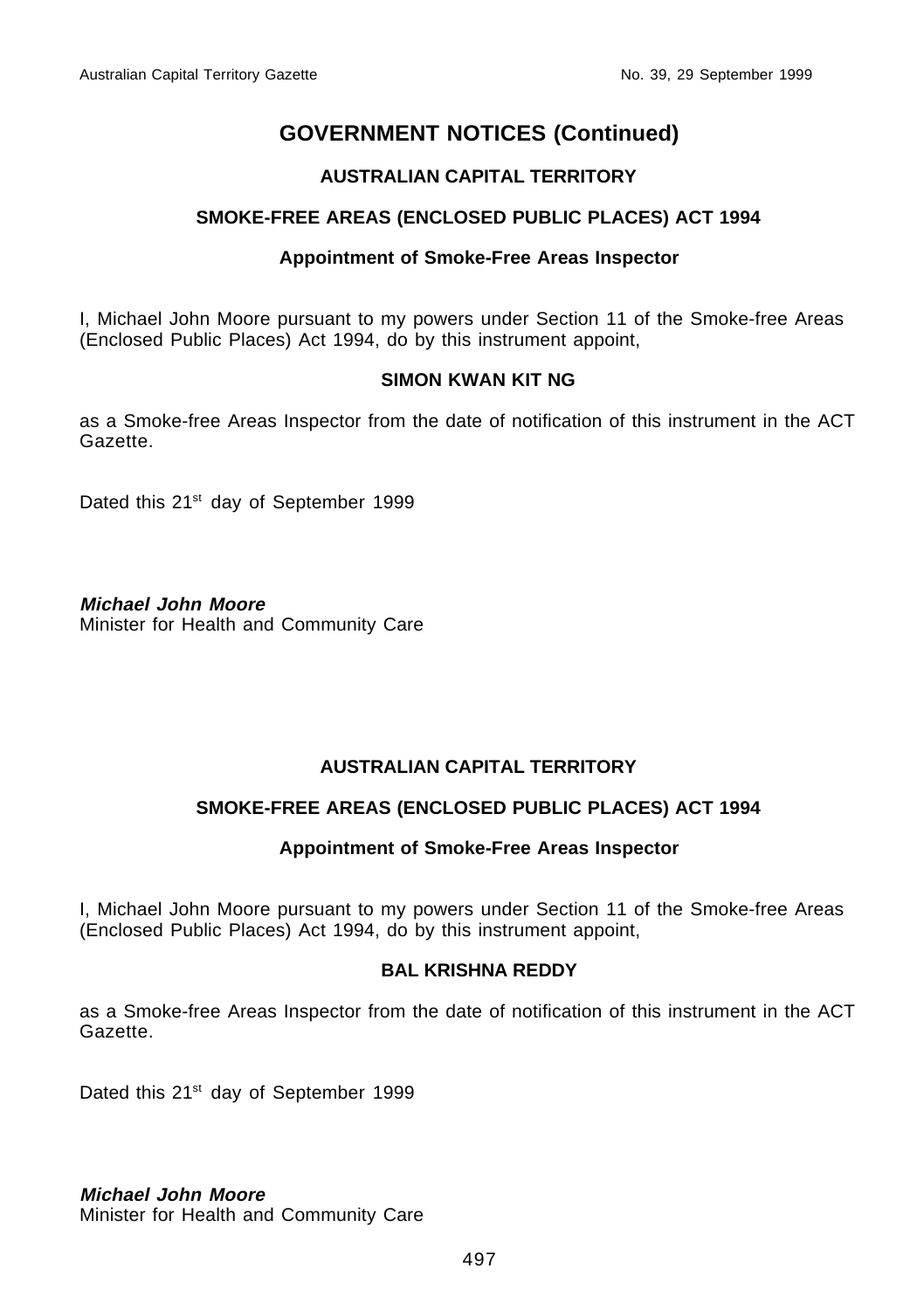# GOVERNMENT NOTICES (Continued)

### AUSTRALIAN CAPITAL TERRITORY

### SMOKE-FREE AREAS (ENCLOSED PUBLIC PLACES) ACT 1994

### Appointment of Smoke-Free Areas Inspector

I, Michael John Moore pursuant to my powers under Section 11 of the Smoke-free Areas (Enclosed Public Places) Act 1994, do by this instrument appoint,

**SIMON KWAN KIT NG**

as a Smoke-free Areas Inspector from the date of notification of this instrument in the ACT Gazette.

Dated this 21st day of September 1999

***Michael John Moore***
Minister for Health and Community Care

### AUSTRALIAN CAPITAL TERRITORY

### SMOKE-FREE AREAS (ENCLOSED PUBLIC PLACES) ACT 1994

### Appointment of Smoke-Free Areas Inspector

I, Michael John Moore pursuant to my powers under Section 11 of the Smoke-free Areas (Enclosed Public Places) Act 1994, do by this instrument appoint,

**BAL KRISHNA REDDY**

as a Smoke-free Areas Inspector from the date of notification of this instrument in the ACT Gazette.

Dated this 21st day of September 1999

***Michael John Moore***
Minister for Health and Community Care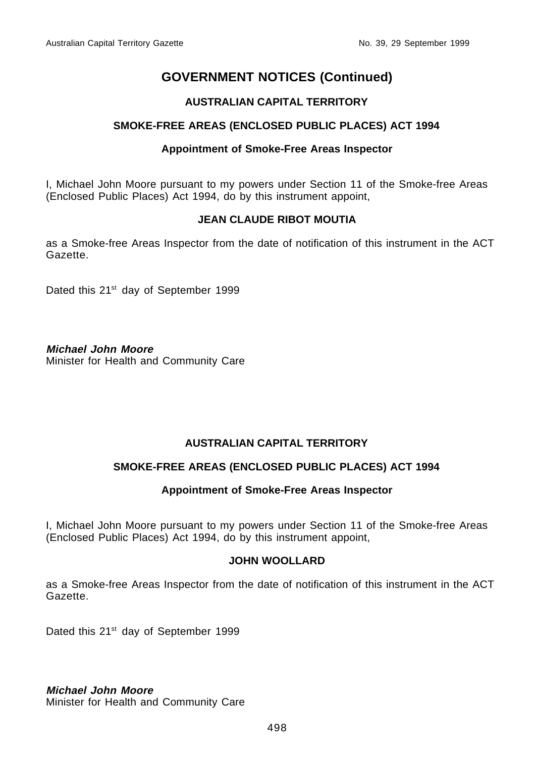# GOVERNMENT NOTICES (Continued)

## AUSTRALIAN CAPITAL TERRITORY

### SMOKE-FREE AREAS (ENCLOSED PUBLIC PLACES) ACT 1994

#### Appointment of Smoke-Free Areas Inspector

I, Michael John Moore pursuant to my powers under Section 11 of the Smoke-free Areas (Enclosed Public Places) Act 1994, do by this instrument appoint,

**JEAN CLAUDE RIBOT MOUTIA**

as a Smoke-free Areas Inspector from the date of notification of this instrument in the ACT Gazette.

Dated this 21st day of September 1999

***Michael John Moore***
Minister for Health and Community Care

## AUSTRALIAN CAPITAL TERRITORY

### SMOKE-FREE AREAS (ENCLOSED PUBLIC PLACES) ACT 1994

#### Appointment of Smoke-Free Areas Inspector

I, Michael John Moore pursuant to my powers under Section 11 of the Smoke-free Areas (Enclosed Public Places) Act 1994, do by this instrument appoint,

**JOHN WOOLLARD**

as a Smoke-free Areas Inspector from the date of notification of this instrument in the ACT Gazette.

Dated this 21st day of September 1999

***Michael John Moore***
Minister for Health and Community Care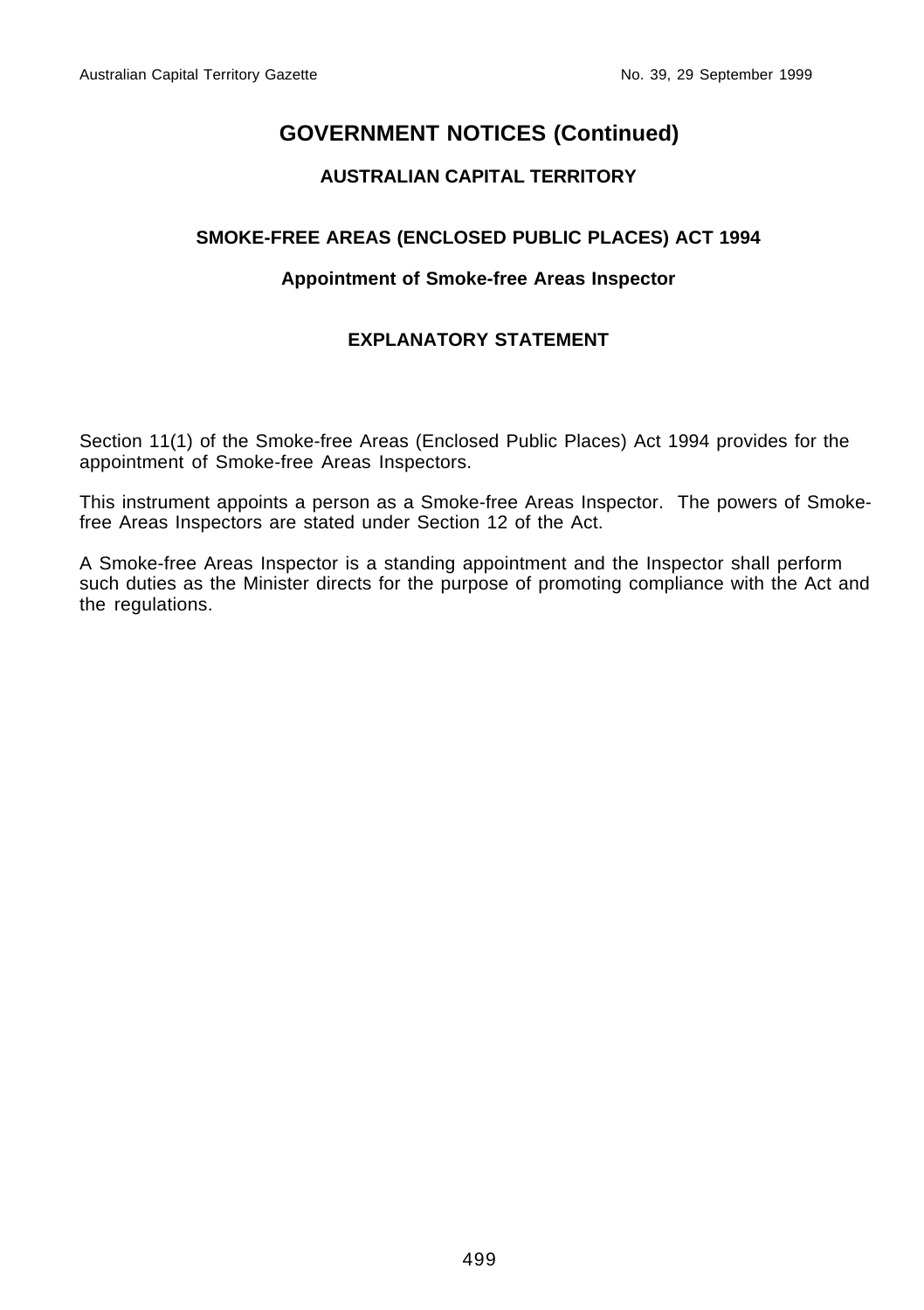# GOVERNMENT NOTICES (Continued)

## AUSTRALIAN CAPITAL TERRITORY

### SMOKE-FREE AREAS (ENCLOSED PUBLIC PLACES) ACT 1994

**Appointment of Smoke-free Areas Inspector**

### EXPLANATORY STATEMENT

Section 11(1) of the Smoke-free Areas (Enclosed Public Places) Act 1994 provides for the appointment of Smoke-free Areas Inspectors.

This instrument appoints a person as a Smoke-free Areas Inspector. The powers of Smoke-free Areas Inspectors are stated under Section 12 of the Act.

A Smoke-free Areas Inspector is a standing appointment and the Inspector shall perform such duties as the Minister directs for the purpose of promoting compliance with the Act and the regulations.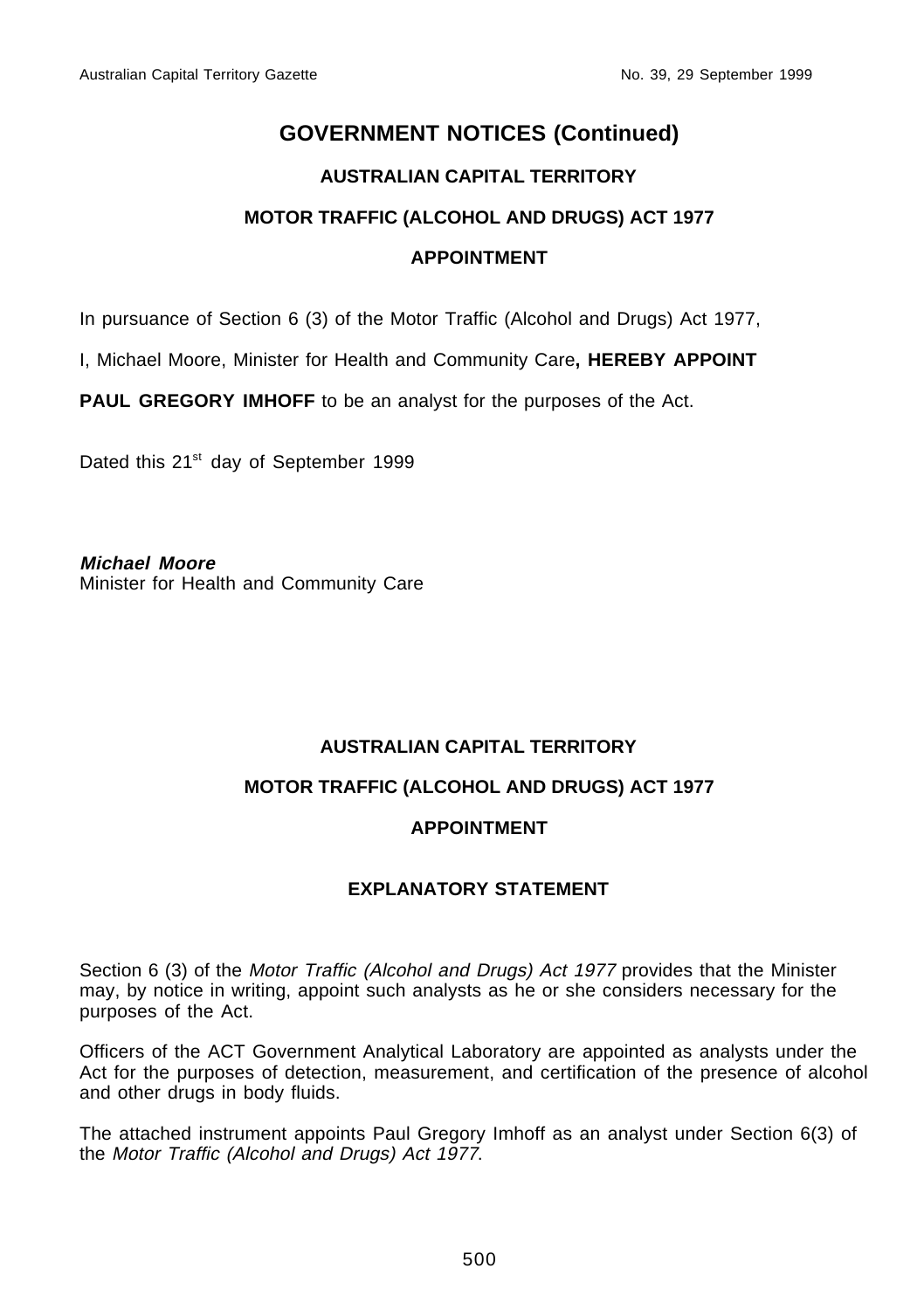# GOVERNMENT NOTICES (Continued)

## AUSTRALIAN CAPITAL TERRITORY

## MOTOR TRAFFIC (ALCOHOL AND DRUGS) ACT 1977

## APPOINTMENT

In pursuance of Section 6 (3) of the Motor Traffic (Alcohol and Drugs) Act 1977,

I, Michael Moore, Minister for Health and Community Care**, HEREBY APPOINT**

**PAUL GREGORY IMHOFF** to be an analyst for the purposes of the Act.

Dated this 21st day of September 1999

***Michael Moore***
Minister for Health and Community Care

## AUSTRALIAN CAPITAL TERRITORY

## MOTOR TRAFFIC (ALCOHOL AND DRUGS) ACT 1977

## APPOINTMENT

## EXPLANATORY STATEMENT

Section 6 (3) of the *Motor Traffic (Alcohol and Drugs) Act 1977* provides that the Minister may, by notice in writing, appoint such analysts as he or she considers necessary for the purposes of the Act.

Officers of the ACT Government Analytical Laboratory are appointed as analysts under the Act for the purposes of detection, measurement, and certification of the presence of alcohol and other drugs in body fluids.

The attached instrument appoints Paul Gregory Imhoff as an analyst under Section 6(3) of the *Motor Traffic (Alcohol and Drugs) Act 1977*.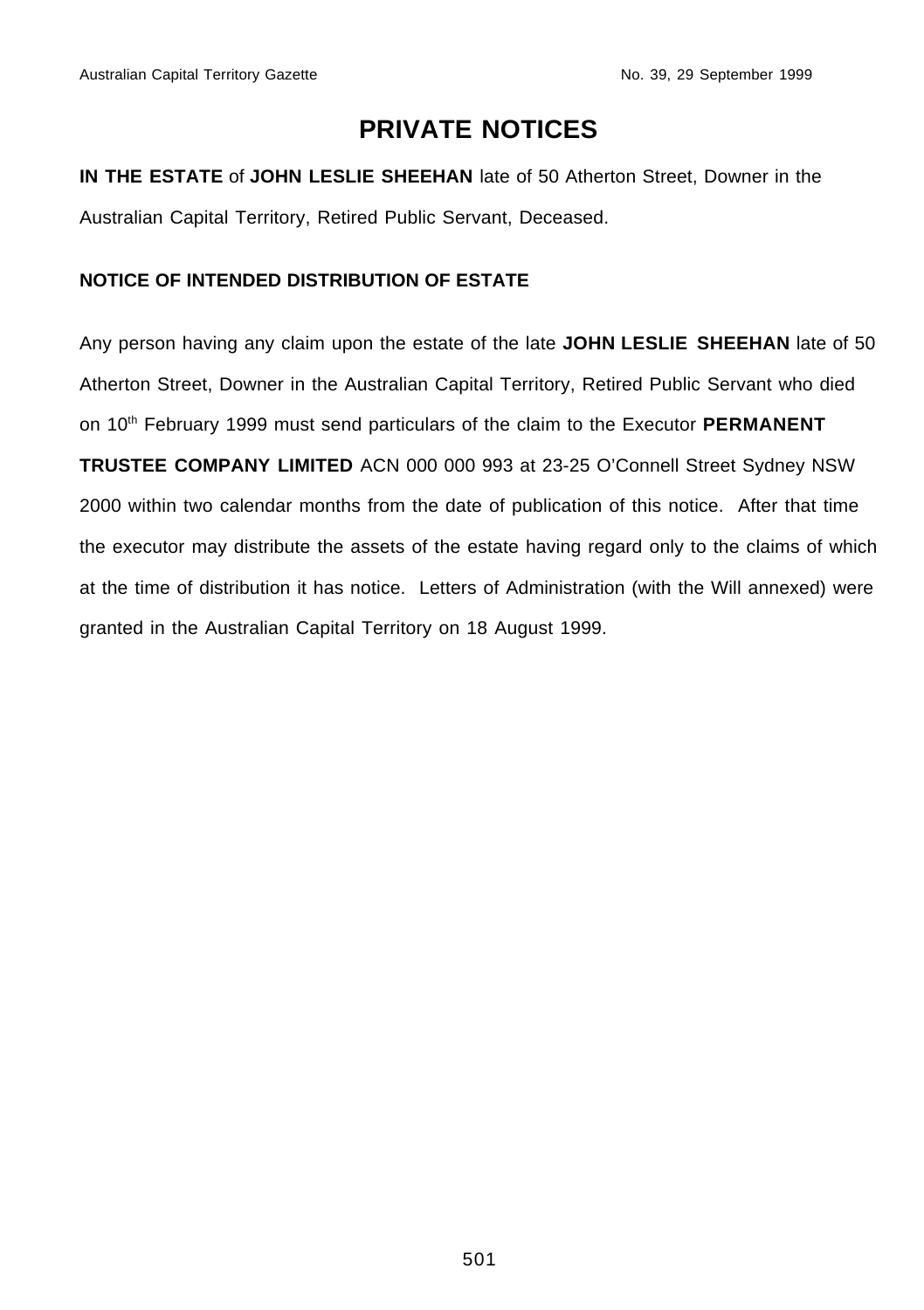# PRIVATE NOTICES

**IN THE ESTATE** of **JOHN LESLIE SHEEHAN** late of 50 Atherton Street, Downer in the Australian Capital Territory, Retired Public Servant, Deceased.

**NOTICE OF INTENDED DISTRIBUTION OF ESTATE**

Any person having any claim upon the estate of the late **JOHN LESLIE SHEEHAN** late of 50 Atherton Street, Downer in the Australian Capital Territory, Retired Public Servant who died on 10th February 1999 must send particulars of the claim to the Executor **PERMANENT TRUSTEE COMPANY LIMITED** ACN 000 000 993 at 23-25 O'Connell Street Sydney NSW 2000 within two calendar months from the date of publication of this notice. After that time the executor may distribute the assets of the estate having regard only to the claims of which at the time of distribution it has notice. Letters of Administration (with the Will annexed) were granted in the Australian Capital Territory on 18 August 1999.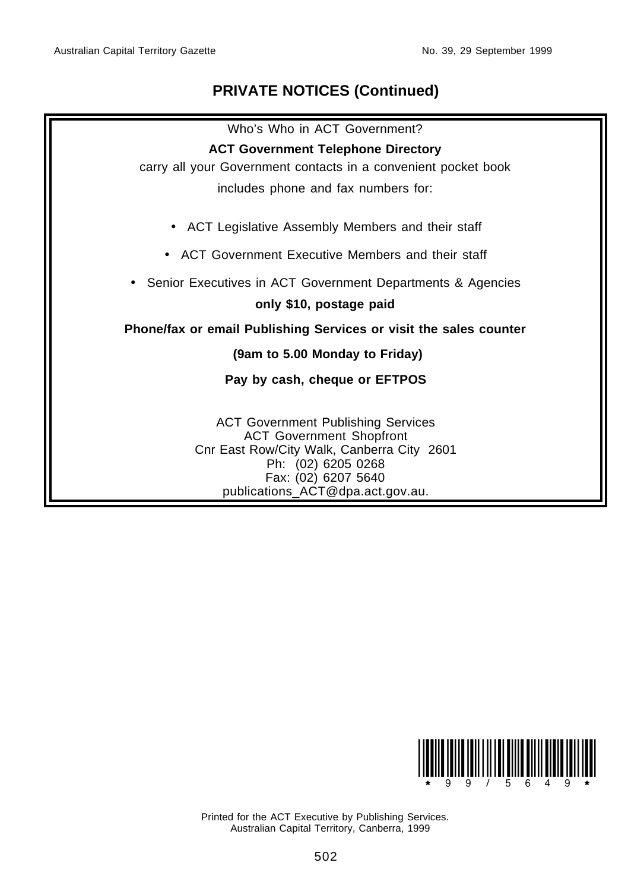## PRIVATE NOTICES (Continued)

Who's Who in ACT Government?

**ACT Government Telephone Directory**

carry all your Government contacts in a convenient pocket book

includes phone and fax numbers for:

- ACT Legislative Assembly Members and their staff
- ACT Government Executive Members and their staff
- Senior Executives in ACT Government Departments & Agencies

**only $10, postage paid**

**Phone/fax or email Publishing Services or visit the sales counter**

**(9am to 5.00 Monday to Friday)**

**Pay by cash, cheque or EFTPOS**

ACT Government Publishing Services
ACT Government Shopfront
Cnr East Row/City Walk, Canberra City 2601
Ph: (02) 6205 0268
Fax: (02) 6207 5640
publications_ACT@dpa.act.gov.au.

*99/5649*

Printed for the ACT Executive by Publishing Services.
Australian Capital Territory, Canberra, 1999